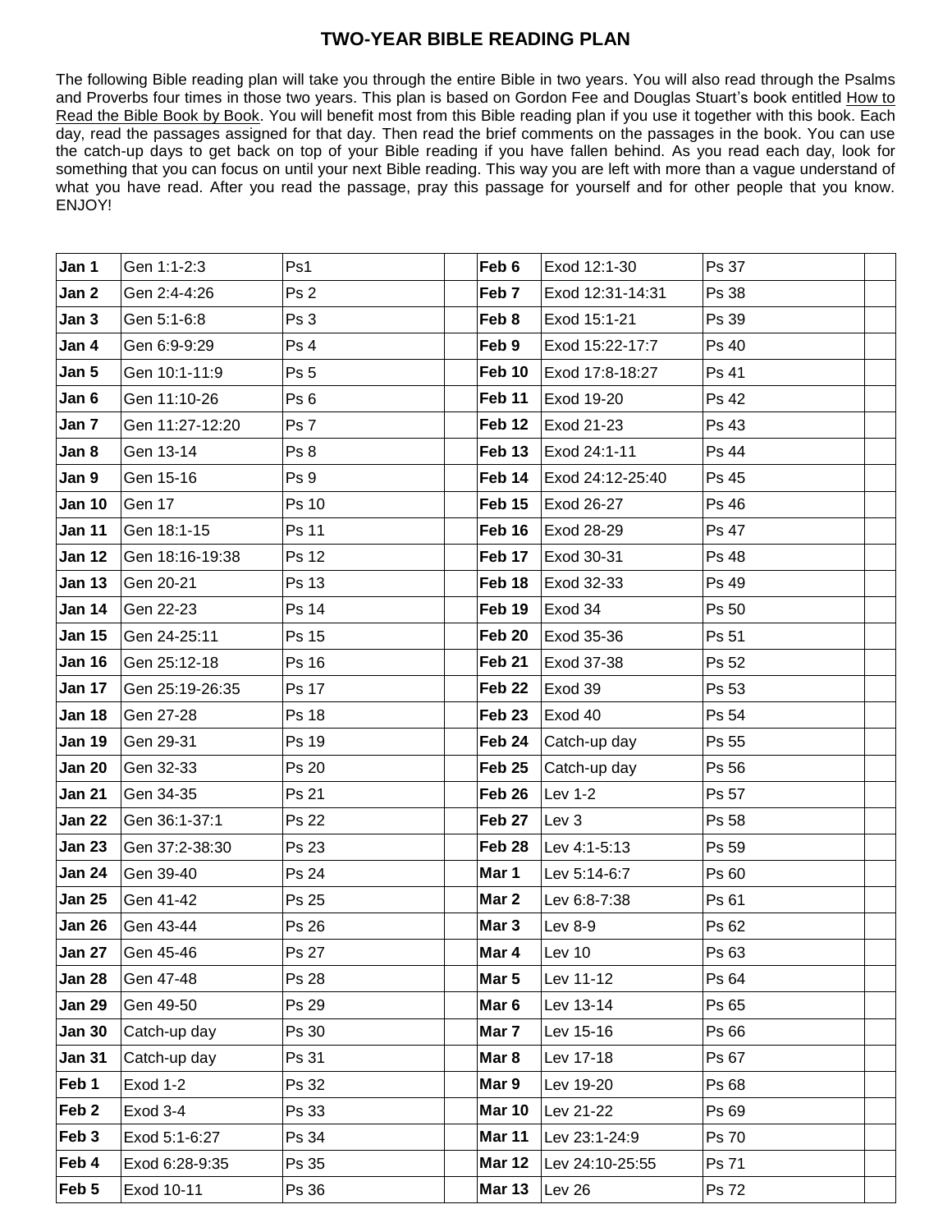## TWO-YEAR BIBLE READING PLAN

The following Bible reading plan will take you through the entire Bible in two years. You will also read through the Psalms and Proverbs four times in those two years. This plan is based on Gordon Fee and Douglas Stuart's book entitled How to Read the Bible Book by Book. You will benefit most from this Bible reading plan if you use it together with this book. Each day, read the passages assigned for that day. Then read the brief comments on the passages in the book. You can use the catch-up days to get back on top of your Bible reading if you have fallen behind. As you read each day, look for something that you can focus on until your next Bible reading. This way you are left with more than a vague understand of what you have read. After you read the passage, pray this passage for yourself and for other people that you know. ENJOY!

| | | | |
|---|---|---|---|
| **Jan 1** | Gen 1:1-2:3 | Ps1 | |
| **Jan 2** | Gen 2:4-4:26 | Ps 2 | |
| **Jan 3** | Gen 5:1-6:8 | Ps 3 | |
| **Jan 4** | Gen 6:9-9:29 | Ps 4 | |
| **Jan 5** | Gen 10:1-11:9 | Ps 5 | |
| **Jan 6** | Gen 11:10-26 | Ps 6 | |
| **Jan 7** | Gen 11:27-12:20 | Ps 7 | |
| **Jan 8** | Gen 13-14 | Ps 8 | |
| **Jan 9** | Gen 15-16 | Ps 9 | |
| **Jan 10** | Gen 17 | Ps 10 | |
| **Jan 11** | Gen 18:1-15 | Ps 11 | |
| **Jan 12** | Gen 18:16-19:38 | Ps 12 | |
| **Jan 13** | Gen 20-21 | Ps 13 | |
| **Jan 14** | Gen 22-23 | Ps 14 | |
| **Jan 15** | Gen 24-25:11 | Ps 15 | |
| **Jan 16** | Gen 25:12-18 | Ps 16 | |
| **Jan 17** | Gen 25:19-26:35 | Ps 17 | |
| **Jan 18** | Gen 27-28 | Ps 18 | |
| **Jan 19** | Gen 29-31 | Ps 19 | |
| **Jan 20** | Gen 32-33 | Ps 20 | |
| **Jan 21** | Gen 34-35 | Ps 21 | |
| **Jan 22** | Gen 36:1-37:1 | Ps 22 | |
| **Jan 23** | Gen 37:2-38:30 | Ps 23 | |
| **Jan 24** | Gen 39-40 | Ps 24 | |
| **Jan 25** | Gen 41-42 | Ps 25 | |
| **Jan 26** | Gen 43-44 | Ps 26 | |
| **Jan 27** | Gen 45-46 | Ps 27 | |
| **Jan 28** | Gen 47-48 | Ps 28 | |
| **Jan 29** | Gen 49-50 | Ps 29 | |
| **Jan 30** | Catch-up day | Ps 30 | |
| **Jan 31** | Catch-up day | Ps 31 | |
| **Feb 1** | Exod 1-2 | Ps 32 | |
| **Feb 2** | Exod 3-4 | Ps 33 | |
| **Feb 3** | Exod 5:1-6:27 | Ps 34 | |
| **Feb 4** | Exod 6:28-9:35 | Ps 35 | |
| **Feb 5** | Exod 10-11 | Ps 36 | |
| **Feb 6** | Exod 12:1-30 | Ps 37 | |
| **Feb 7** | Exod 12:31-14:31 | Ps 38 | |
| **Feb 8** | Exod 15:1-21 | Ps 39 | |
| **Feb 9** | Exod 15:22-17:7 | Ps 40 | |
| **Feb 10** | Exod 17:8-18:27 | Ps 41 | |
| **Feb 11** | Exod 19-20 | Ps 42 | |
| **Feb 12** | Exod 21-23 | Ps 43 | |
| **Feb 13** | Exod 24:1-11 | Ps 44 | |
| **Feb 14** | Exod 24:12-25:40 | Ps 45 | |
| **Feb 15** | Exod 26-27 | Ps 46 | |
| **Feb 16** | Exod 28-29 | Ps 47 | |
| **Feb 17** | Exod 30-31 | Ps 48 | |
| **Feb 18** | Exod 32-33 | Ps 49 | |
| **Feb 19** | Exod 34 | Ps 50 | |
| **Feb 20** | Exod 35-36 | Ps 51 | |
| **Feb 21** | Exod 37-38 | Ps 52 | |
| **Feb 22** | Exod 39 | Ps 53 | |
| **Feb 23** | Exod 40 | Ps 54 | |
| **Feb 24** | Catch-up day | Ps 55 | |
| **Feb 25** | Catch-up day | Ps 56 | |
| **Feb 26** | Lev 1-2 | Ps 57 | |
| **Feb 27** | Lev 3 | Ps 58 | |
| **Feb 28** | Lev 4:1-5:13 | Ps 59 | |
| **Mar 1** | Lev 5:14-6:7 | Ps 60 | |
| **Mar 2** | Lev 6:8-7:38 | Ps 61 | |
| **Mar 3** | Lev 8-9 | Ps 62 | |
| **Mar 4** | Lev 10 | Ps 63 | |
| **Mar 5** | Lev 11-12 | Ps 64 | |
| **Mar 6** | Lev 13-14 | Ps 65 | |
| **Mar 7** | Lev 15-16 | Ps 66 | |
| **Mar 8** | Lev 17-18 | Ps 67 | |
| **Mar 9** | Lev 19-20 | Ps 68 | |
| **Mar 10** | Lev 21-22 | Ps 69 | |
| **Mar 11** | Lev 23:1-24:9 | Ps 70 | |
| **Mar 12** | Lev 24:10-25:55 | Ps 71 | |
| **Mar 13** | Lev 26 | Ps 72 | |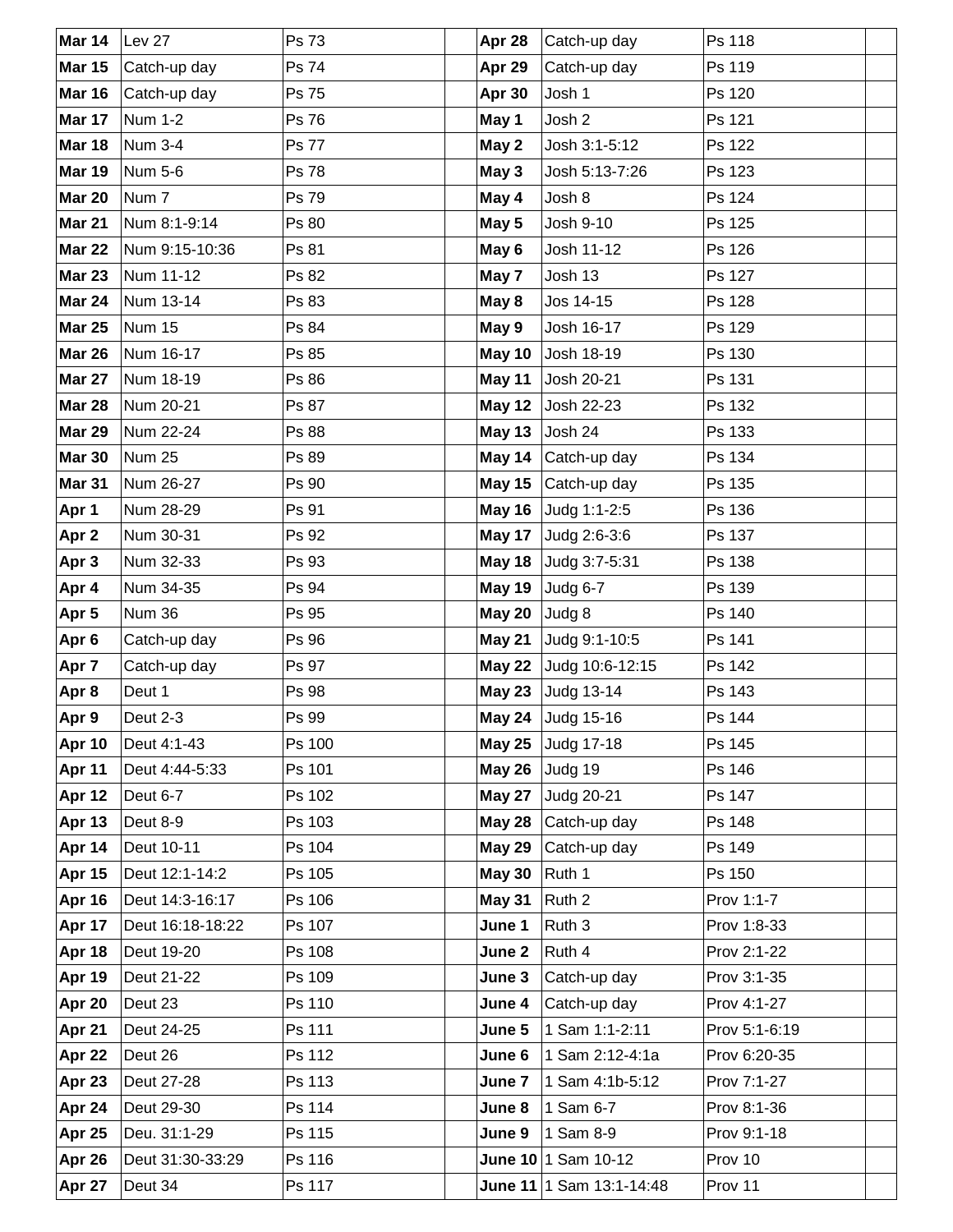| | | | | | | | |
|---|---|---|---|---|---|---|---|
| **Mar 14** | Lev 27 | Ps 73 | | **Apr 28** | Catch-up day | Ps 118 | |
| **Mar 15** | Catch-up day | Ps 74 | | **Apr 29** | Catch-up day | Ps 119 | |
| **Mar 16** | Catch-up day | Ps 75 | | **Apr 30** | Josh 1 | Ps 120 | |
| **Mar 17** | Num 1-2 | Ps 76 | | **May 1** | Josh 2 | Ps 121 | |
| **Mar 18** | Num 3-4 | Ps 77 | | **May 2** | Josh 3:1-5:12 | Ps 122 | |
| **Mar 19** | Num 5-6 | Ps 78 | | **May 3** | Josh 5:13-7:26 | Ps 123 | |
| **Mar 20** | Num 7 | Ps 79 | | **May 4** | Josh 8 | Ps 124 | |
| **Mar 21** | Num 8:1-9:14 | Ps 80 | | **May 5** | Josh 9-10 | Ps 125 | |
| **Mar 22** | Num 9:15-10:36 | Ps 81 | | **May 6** | Josh 11-12 | Ps 126 | |
| **Mar 23** | Num 11-12 | Ps 82 | | **May 7** | Josh 13 | Ps 127 | |
| **Mar 24** | Num 13-14 | Ps 83 | | **May 8** | Jos 14-15 | Ps 128 | |
| **Mar 25** | Num 15 | Ps 84 | | **May 9** | Josh 16-17 | Ps 129 | |
| **Mar 26** | Num 16-17 | Ps 85 | | **May 10** | Josh 18-19 | Ps 130 | |
| **Mar 27** | Num 18-19 | Ps 86 | | **May 11** | Josh 20-21 | Ps 131 | |
| **Mar 28** | Num 20-21 | Ps 87 | | **May 12** | Josh 22-23 | Ps 132 | |
| **Mar 29** | Num 22-24 | Ps 88 | | **May 13** | Josh 24 | Ps 133 | |
| **Mar 30** | Num 25 | Ps 89 | | **May 14** | Catch-up day | Ps 134 | |
| **Mar 31** | Num 26-27 | Ps 90 | | **May 15** | Catch-up day | Ps 135 | |
| **Apr 1** | Num 28-29 | Ps 91 | | **May 16** | Judg 1:1-2:5 | Ps 136 | |
| **Apr 2** | Num 30-31 | Ps 92 | | **May 17** | Judg 2:6-3:6 | Ps 137 | |
| **Apr 3** | Num 32-33 | Ps 93 | | **May 18** | Judg 3:7-5:31 | Ps 138 | |
| **Apr 4** | Num 34-35 | Ps 94 | | **May 19** | Judg 6-7 | Ps 139 | |
| **Apr 5** | Num 36 | Ps 95 | | **May 20** | Judg 8 | Ps 140 | |
| **Apr 6** | Catch-up day | Ps 96 | | **May 21** | Judg 9:1-10:5 | Ps 141 | |
| **Apr 7** | Catch-up day | Ps 97 | | **May 22** | Judg 10:6-12:15 | Ps 142 | |
| **Apr 8** | Deut 1 | Ps 98 | | **May 23** | Judg 13-14 | Ps 143 | |
| **Apr 9** | Deut 2-3 | Ps 99 | | **May 24** | Judg 15-16 | Ps 144 | |
| **Apr 10** | Deut 4:1-43 | Ps 100 | | **May 25** | Judg 17-18 | Ps 145 | |
| **Apr 11** | Deut 4:44-5:33 | Ps 101 | | **May 26** | Judg 19 | Ps 146 | |
| **Apr 12** | Deut 6-7 | Ps 102 | | **May 27** | Judg 20-21 | Ps 147 | |
| **Apr 13** | Deut 8-9 | Ps 103 | | **May 28** | Catch-up day | Ps 148 | |
| **Apr 14** | Deut 10-11 | Ps 104 | | **May 29** | Catch-up day | Ps 149 | |
| **Apr 15** | Deut 12:1-14:2 | Ps 105 | | **May 30** | Ruth 1 | Ps 150 | |
| **Apr 16** | Deut 14:3-16:17 | Ps 106 | | **May 31** | Ruth 2 | Prov 1:1-7 | |
| **Apr 17** | Deut 16:18-18:22 | Ps 107 | | **June 1** | Ruth 3 | Prov 1:8-33 | |
| **Apr 18** | Deut 19-20 | Ps 108 | | **June 2** | Ruth 4 | Prov 2:1-22 | |
| **Apr 19** | Deut 21-22 | Ps 109 | | **June 3** | Catch-up day | Prov 3:1-35 | |
| **Apr 20** | Deut 23 | Ps 110 | | **June 4** | Catch-up day | Prov 4:1-27 | |
| **Apr 21** | Deut 24-25 | Ps 111 | | **June 5** | 1 Sam 1:1-2:11 | Prov 5:1-6:19 | |
| **Apr 22** | Deut 26 | Ps 112 | | **June 6** | 1 Sam 2:12-4:1a | Prov 6:20-35 | |
| **Apr 23** | Deut 27-28 | Ps 113 | | **June 7** | 1 Sam 4:1b-5:12 | Prov 7:1-27 | |
| **Apr 24** | Deut 29-30 | Ps 114 | | **June 8** | 1 Sam 6-7 | Prov 8:1-36 | |
| **Apr 25** | Deu. 31:1-29 | Ps 115 | | **June 9** | 1 Sam 8-9 | Prov 9:1-18 | |
| **Apr 26** | Deut 31:30-33:29 | Ps 116 | | **June 10** | 1 Sam 10-12 | Prov 10 | |
| **Apr 27** | Deut 34 | Ps 117 | | **June 11** | 1 Sam 13:1-14:48 | Prov 11 | |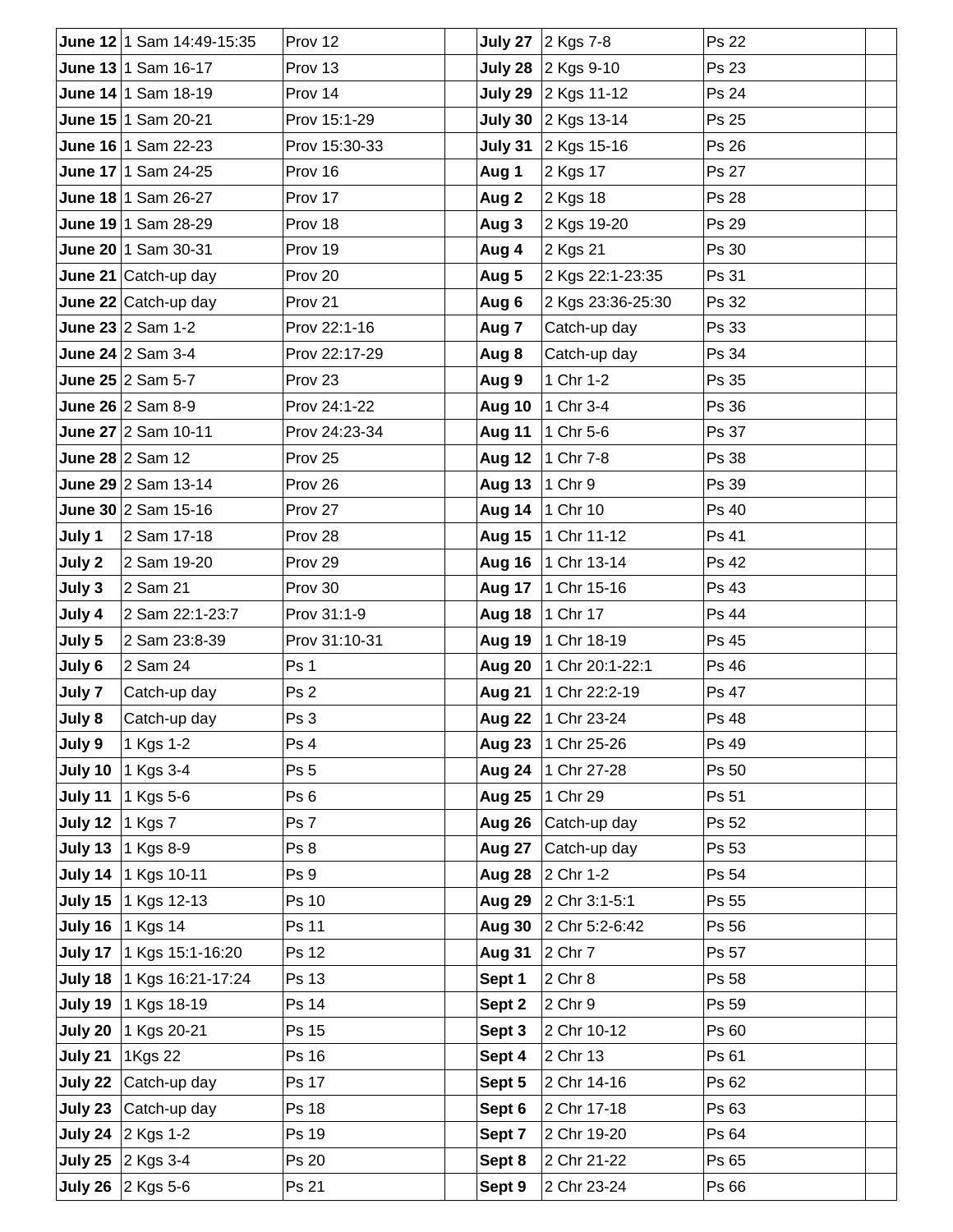| | | | | | | | |
|---|---|---|---|---|---|---|---|
| **June 12** | 1 Sam 14:49-15:35 | Prov 12 | | **July 27** | 2 Kgs 7-8 | Ps 22 | |
| **June 13** | 1 Sam 16-17 | Prov 13 | | **July 28** | 2 Kgs 9-10 | Ps 23 | |
| **June 14** | 1 Sam 18-19 | Prov 14 | | **July 29** | 2 Kgs 11-12 | Ps 24 | |
| **June 15** | 1 Sam 20-21 | Prov 15:1-29 | | **July 30** | 2 Kgs 13-14 | Ps 25 | |
| **June 16** | 1 Sam 22-23 | Prov 15:30-33 | | **July 31** | 2 Kgs 15-16 | Ps 26 | |
| **June 17** | 1 Sam 24-25 | Prov 16 | | **Aug 1** | 2 Kgs 17 | Ps 27 | |
| **June 18** | 1 Sam 26-27 | Prov 17 | | **Aug 2** | 2 Kgs 18 | Ps 28 | |
| **June 19** | 1 Sam 28-29 | Prov 18 | | **Aug 3** | 2 Kgs 19-20 | Ps 29 | |
| **June 20** | 1 Sam 30-31 | Prov 19 | | **Aug 4** | 2 Kgs 21 | Ps 30 | |
| **June 21** | Catch-up day | Prov 20 | | **Aug 5** | 2 Kgs 22:1-23:35 | Ps 31 | |
| **June 22** | Catch-up day | Prov 21 | | **Aug 6** | 2 Kgs 23:36-25:30 | Ps 32 | |
| **June 23** | 2 Sam 1-2 | Prov 22:1-16 | | **Aug 7** | Catch-up day | Ps 33 | |
| **June 24** | 2 Sam 3-4 | Prov 22:17-29 | | **Aug 8** | Catch-up day | Ps 34 | |
| **June 25** | 2 Sam 5-7 | Prov 23 | | **Aug 9** | 1 Chr 1-2 | Ps 35 | |
| **June 26** | 2 Sam 8-9 | Prov 24:1-22 | | **Aug 10** | 1 Chr 3-4 | Ps 36 | |
| **June 27** | 2 Sam 10-11 | Prov 24:23-34 | | **Aug 11** | 1 Chr 5-6 | Ps 37 | |
| **June 28** | 2 Sam 12 | Prov 25 | | **Aug 12** | 1 Chr 7-8 | Ps 38 | |
| **June 29** | 2 Sam 13-14 | Prov 26 | | **Aug 13** | 1 Chr 9 | Ps 39 | |
| **June 30** | 2 Sam 15-16 | Prov 27 | | **Aug 14** | 1 Chr 10 | Ps 40 | |
| **July 1** | 2 Sam 17-18 | Prov 28 | | **Aug 15** | 1 Chr 11-12 | Ps 41 | |
| **July 2** | 2 Sam 19-20 | Prov 29 | | **Aug 16** | 1 Chr 13-14 | Ps 42 | |
| **July 3** | 2 Sam 21 | Prov 30 | | **Aug 17** | 1 Chr 15-16 | Ps 43 | |
| **July 4** | 2 Sam 22:1-23:7 | Prov 31:1-9 | | **Aug 18** | 1 Chr 17 | Ps 44 | |
| **July 5** | 2 Sam 23:8-39 | Prov 31:10-31 | | **Aug 19** | 1 Chr 18-19 | Ps 45 | |
| **July 6** | 2 Sam 24 | Ps 1 | | **Aug 20** | 1 Chr 20:1-22:1 | Ps 46 | |
| **July 7** | Catch-up day | Ps 2 | | **Aug 21** | 1 Chr 22:2-19 | Ps 47 | |
| **July 8** | Catch-up day | Ps 3 | | **Aug 22** | 1 Chr 23-24 | Ps 48 | |
| **July 9** | 1 Kgs 1-2 | Ps 4 | | **Aug 23** | 1 Chr 25-26 | Ps 49 | |
| **July 10** | 1 Kgs 3-4 | Ps 5 | | **Aug 24** | 1 Chr 27-28 | Ps 50 | |
| **July 11** | 1 Kgs 5-6 | Ps 6 | | **Aug 25** | 1 Chr 29 | Ps 51 | |
| **July 12** | 1 Kgs 7 | Ps 7 | | **Aug 26** | Catch-up day | Ps 52 | |
| **July 13** | 1 Kgs 8-9 | Ps 8 | | **Aug 27** | Catch-up day | Ps 53 | |
| **July 14** | 1 Kgs 10-11 | Ps 9 | | **Aug 28** | 2 Chr 1-2 | Ps 54 | |
| **July 15** | 1 Kgs 12-13 | Ps 10 | | **Aug 29** | 2 Chr 3:1-5:1 | Ps 55 | |
| **July 16** | 1 Kgs 14 | Ps 11 | | **Aug 30** | 2 Chr 5:2-6:42 | Ps 56 | |
| **July 17** | 1 Kgs 15:1-16:20 | Ps 12 | | **Aug 31** | 2 Chr 7 | Ps 57 | |
| **July 18** | 1 Kgs 16:21-17:24 | Ps 13 | | **Sept 1** | 2 Chr 8 | Ps 58 | |
| **July 19** | 1 Kgs 18-19 | Ps 14 | | **Sept 2** | 2 Chr 9 | Ps 59 | |
| **July 20** | 1 Kgs 20-21 | Ps 15 | | **Sept 3** | 2 Chr 10-12 | Ps 60 | |
| **July 21** | 1Kgs 22 | Ps 16 | | **Sept 4** | 2 Chr 13 | Ps 61 | |
| **July 22** | Catch-up day | Ps 17 | | **Sept 5** | 2 Chr 14-16 | Ps 62 | |
| **July 23** | Catch-up day | Ps 18 | | **Sept 6** | 2 Chr 17-18 | Ps 63 | |
| **July 24** | 2 Kgs 1-2 | Ps 19 | | **Sept 7** | 2 Chr 19-20 | Ps 64 | |
| **July 25** | 2 Kgs 3-4 | Ps 20 | | **Sept 8** | 2 Chr 21-22 | Ps 65 | |
| **July 26** | 2 Kgs 5-6 | Ps 21 | | **Sept 9** | 2 Chr 23-24 | Ps 66 | |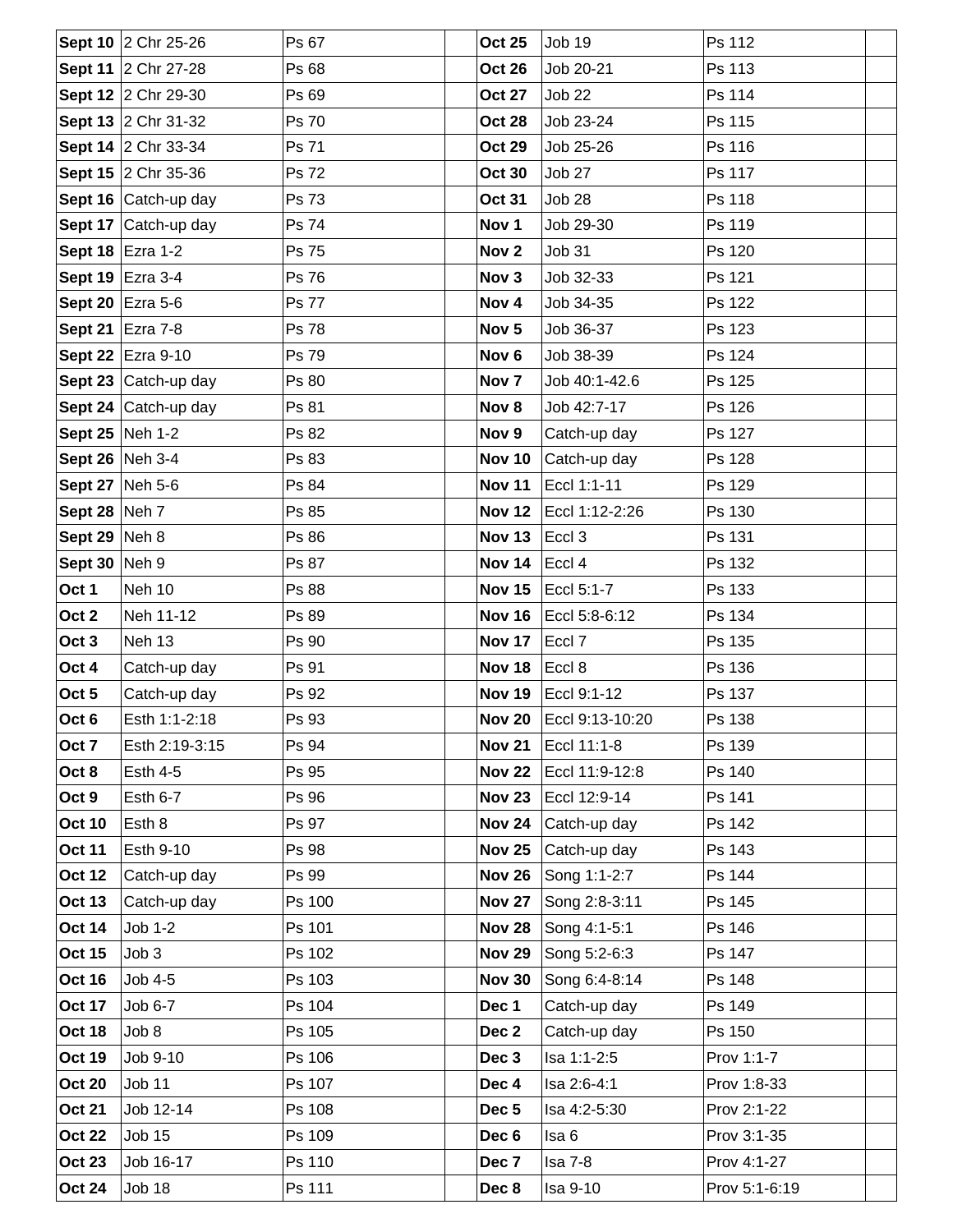| **Sept 10** | 2 Chr 25-26 | Ps 67 | | **Oct 25** | Job 19 | Ps 112 | |
|---|---|---|---|---|---|---|---|
| **Sept 11** | 2 Chr 27-28 | Ps 68 | | **Oct 26** | Job 20-21 | Ps 113 | |
| **Sept 12** | 2 Chr 29-30 | Ps 69 | | **Oct 27** | Job 22 | Ps 114 | |
| **Sept 13** | 2 Chr 31-32 | Ps 70 | | **Oct 28** | Job 23-24 | Ps 115 | |
| **Sept 14** | 2 Chr 33-34 | Ps 71 | | **Oct 29** | Job 25-26 | Ps 116 | |
| **Sept 15** | 2 Chr 35-36 | Ps 72 | | **Oct 30** | Job 27 | Ps 117 | |
| **Sept 16** | Catch-up day | Ps 73 | | **Oct 31** | Job 28 | Ps 118 | |
| **Sept 17** | Catch-up day | Ps 74 | | **Nov 1** | Job 29-30 | Ps 119 | |
| **Sept 18** | Ezra 1-2 | Ps 75 | | **Nov 2** | Job 31 | Ps 120 | |
| **Sept 19** | Ezra 3-4 | Ps 76 | | **Nov 3** | Job 32-33 | Ps 121 | |
| **Sept 20** | Ezra 5-6 | Ps 77 | | **Nov 4** | Job 34-35 | Ps 122 | |
| **Sept 21** | Ezra 7-8 | Ps 78 | | **Nov 5** | Job 36-37 | Ps 123 | |
| **Sept 22** | Ezra 9-10 | Ps 79 | | **Nov 6** | Job 38-39 | Ps 124 | |
| **Sept 23** | Catch-up day | Ps 80 | | **Nov 7** | Job 40:1-42.6 | Ps 125 | |
| **Sept 24** | Catch-up day | Ps 81 | | **Nov 8** | Job 42:7-17 | Ps 126 | |
| **Sept 25** | Neh 1-2 | Ps 82 | | **Nov 9** | Catch-up day | Ps 127 | |
| **Sept 26** | Neh 3-4 | Ps 83 | | **Nov 10** | Catch-up day | Ps 128 | |
| **Sept 27** | Neh 5-6 | Ps 84 | | **Nov 11** | Eccl 1:1-11 | Ps 129 | |
| **Sept 28** | Neh 7 | Ps 85 | | **Nov 12** | Eccl 1:12-2:26 | Ps 130 | |
| **Sept 29** | Neh 8 | Ps 86 | | **Nov 13** | Eccl 3 | Ps 131 | |
| **Sept 30** | Neh 9 | Ps 87 | | **Nov 14** | Eccl 4 | Ps 132 | |
| **Oct 1** | Neh 10 | Ps 88 | | **Nov 15** | Eccl 5:1-7 | Ps 133 | |
| **Oct 2** | Neh 11-12 | Ps 89 | | **Nov 16** | Eccl 5:8-6:12 | Ps 134 | |
| **Oct 3** | Neh 13 | Ps 90 | | **Nov 17** | Eccl 7 | Ps 135 | |
| **Oct 4** | Catch-up day | Ps 91 | | **Nov 18** | Eccl 8 | Ps 136 | |
| **Oct 5** | Catch-up day | Ps 92 | | **Nov 19** | Eccl 9:1-12 | Ps 137 | |
| **Oct 6** | Esth 1:1-2:18 | Ps 93 | | **Nov 20** | Eccl 9:13-10:20 | Ps 138 | |
| **Oct 7** | Esth 2:19-3:15 | Ps 94 | | **Nov 21** | Eccl 11:1-8 | Ps 139 | |
| **Oct 8** | Esth 4-5 | Ps 95 | | **Nov 22** | Eccl 11:9-12:8 | Ps 140 | |
| **Oct 9** | Esth 6-7 | Ps 96 | | **Nov 23** | Eccl 12:9-14 | Ps 141 | |
| **Oct 10** | Esth 8 | Ps 97 | | **Nov 24** | Catch-up day | Ps 142 | |
| **Oct 11** | Esth 9-10 | Ps 98 | | **Nov 25** | Catch-up day | Ps 143 | |
| **Oct 12** | Catch-up day | Ps 99 | | **Nov 26** | Song 1:1-2:7 | Ps 144 | |
| **Oct 13** | Catch-up day | Ps 100 | | **Nov 27** | Song 2:8-3:11 | Ps 145 | |
| **Oct 14** | Job 1-2 | Ps 101 | | **Nov 28** | Song 4:1-5:1 | Ps 146 | |
| **Oct 15** | Job 3 | Ps 102 | | **Nov 29** | Song 5:2-6:3 | Ps 147 | |
| **Oct 16** | Job 4-5 | Ps 103 | | **Nov 30** | Song 6:4-8:14 | Ps 148 | |
| **Oct 17** | Job 6-7 | Ps 104 | | **Dec 1** | Catch-up day | Ps 149 | |
| **Oct 18** | Job 8 | Ps 105 | | **Dec 2** | Catch-up day | Ps 150 | |
| **Oct 19** | Job 9-10 | Ps 106 | | **Dec 3** | Isa 1:1-2:5 | Prov 1:1-7 | |
| **Oct 20** | Job 11 | Ps 107 | | **Dec 4** | Isa 2:6-4:1 | Prov 1:8-33 | |
| **Oct 21** | Job 12-14 | Ps 108 | | **Dec 5** | Isa 4:2-5:30 | Prov 2:1-22 | |
| **Oct 22** | Job 15 | Ps 109 | | **Dec 6** | Isa 6 | Prov 3:1-35 | |
| **Oct 23** | Job 16-17 | Ps 110 | | **Dec 7** | Isa 7-8 | Prov 4:1-27 | |
| **Oct 24** | Job 18 | Ps 111 | | **Dec 8** | Isa 9-10 | Prov 5:1-6:19 | |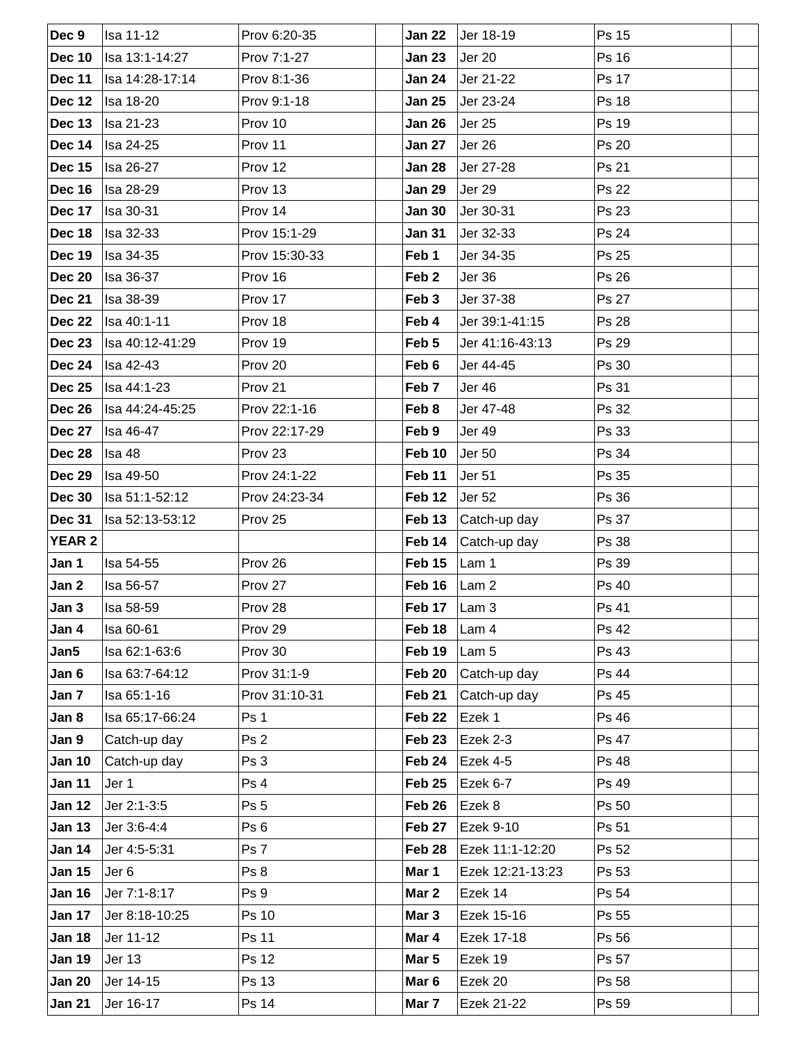| | | | | | | | |
|---|---|---|---|---|---|---|---|
| **Dec 9** | Isa 11-12 | Prov 6:20-35 | | **Jan 22** | Jer 18-19 | Ps 15 | |
| **Dec 10** | Isa 13:1-14:27 | Prov 7:1-27 | | **Jan 23** | Jer 20 | Ps 16 | |
| **Dec 11** | Isa 14:28-17:14 | Prov 8:1-36 | | **Jan 24** | Jer 21-22 | Ps 17 | |
| **Dec 12** | Isa 18-20 | Prov 9:1-18 | | **Jan 25** | Jer 23-24 | Ps 18 | |
| **Dec 13** | Isa 21-23 | Prov 10 | | **Jan 26** | Jer 25 | Ps 19 | |
| **Dec 14** | Isa 24-25 | Prov 11 | | **Jan 27** | Jer 26 | Ps 20 | |
| **Dec 15** | Isa 26-27 | Prov 12 | | **Jan 28** | Jer 27-28 | Ps 21 | |
| **Dec 16** | Isa 28-29 | Prov 13 | | **Jan 29** | Jer 29 | Ps 22 | |
| **Dec 17** | Isa 30-31 | Prov 14 | | **Jan 30** | Jer 30-31 | Ps 23 | |
| **Dec 18** | Isa 32-33 | Prov 15:1-29 | | **Jan 31** | Jer 32-33 | Ps 24 | |
| **Dec 19** | Isa 34-35 | Prov 15:30-33 | | **Feb 1** | Jer 34-35 | Ps 25 | |
| **Dec 20** | Isa 36-37 | Prov 16 | | **Feb 2** | Jer 36 | Ps 26 | |
| **Dec 21** | Isa 38-39 | Prov 17 | | **Feb 3** | Jer 37-38 | Ps 27 | |
| **Dec 22** | Isa 40:1-11 | Prov 18 | | **Feb 4** | Jer 39:1-41:15 | Ps 28 | |
| **Dec 23** | Isa 40:12-41:29 | Prov 19 | | **Feb 5** | Jer 41:16-43:13 | Ps 29 | |
| **Dec 24** | Isa 42-43 | Prov 20 | | **Feb 6** | Jer 44-45 | Ps 30 | |
| **Dec 25** | Isa 44:1-23 | Prov 21 | | **Feb 7** | Jer 46 | Ps 31 | |
| **Dec 26** | Isa 44:24-45:25 | Prov 22:1-16 | | **Feb 8** | Jer 47-48 | Ps 32 | |
| **Dec 27** | Isa 46-47 | Prov 22:17-29 | | **Feb 9** | Jer 49 | Ps 33 | |
| **Dec 28** | Isa 48 | Prov 23 | | **Feb 10** | Jer 50 | Ps 34 | |
| **Dec 29** | Isa 49-50 | Prov 24:1-22 | | **Feb 11** | Jer 51 | Ps 35 | |
| **Dec 30** | Isa 51:1-52:12 | Prov 24:23-34 | | **Feb 12** | Jer 52 | Ps 36 | |
| **Dec 31** | Isa 52:13-53:12 | Prov 25 | | **Feb 13** | Catch-up day | Ps 37 | |
| **YEAR 2** | | | | **Feb 14** | Catch-up day | Ps 38 | |
| **Jan 1** | Isa 54-55 | Prov 26 | | **Feb 15** | Lam 1 | Ps 39 | |
| **Jan 2** | Isa 56-57 | Prov 27 | | **Feb 16** | Lam 2 | Ps 40 | |
| **Jan 3** | Isa 58-59 | Prov 28 | | **Feb 17** | Lam 3 | Ps 41 | |
| **Jan 4** | Isa 60-61 | Prov 29 | | **Feb 18** | Lam 4 | Ps 42 | |
| **Jan5** | Isa 62:1-63:6 | Prov 30 | | **Feb 19** | Lam 5 | Ps 43 | |
| **Jan 6** | Isa 63:7-64:12 | Prov 31:1-9 | | **Feb 20** | Catch-up day | Ps 44 | |
| **Jan 7** | Isa 65:1-16 | Prov 31:10-31 | | **Feb 21** | Catch-up day | Ps 45 | |
| **Jan 8** | Isa 65:17-66:24 | Ps 1 | | **Feb 22** | Ezek 1 | Ps 46 | |
| **Jan 9** | Catch-up day | Ps 2 | | **Feb 23** | Ezek 2-3 | Ps 47 | |
| **Jan 10** | Catch-up day | Ps 3 | | **Feb 24** | Ezek 4-5 | Ps 48 | |
| **Jan 11** | Jer 1 | Ps 4 | | **Feb 25** | Ezek 6-7 | Ps 49 | |
| **Jan 12** | Jer 2:1-3:5 | Ps 5 | | **Feb 26** | Ezek 8 | Ps 50 | |
| **Jan 13** | Jer 3:6-4:4 | Ps 6 | | **Feb 27** | Ezek 9-10 | Ps 51 | |
| **Jan 14** | Jer 4:5-5:31 | Ps 7 | | **Feb 28** | Ezek 11:1-12:20 | Ps 52 | |
| **Jan 15** | Jer 6 | Ps 8 | | **Mar 1** | Ezek 12:21-13:23 | Ps 53 | |
| **Jan 16** | Jer 7:1-8:17 | Ps 9 | | **Mar 2** | Ezek 14 | Ps 54 | |
| **Jan 17** | Jer 8:18-10:25 | Ps 10 | | **Mar 3** | Ezek 15-16 | Ps 55 | |
| **Jan 18** | Jer 11-12 | Ps 11 | | **Mar 4** | Ezek 17-18 | Ps 56 | |
| **Jan 19** | Jer 13 | Ps 12 | | **Mar 5** | Ezek 19 | Ps 57 | |
| **Jan 20** | Jer 14-15 | Ps 13 | | **Mar 6** | Ezek 20 | Ps 58 | |
| **Jan 21** | Jer 16-17 | Ps 14 | | **Mar 7** | Ezek 21-22 | Ps 59 | |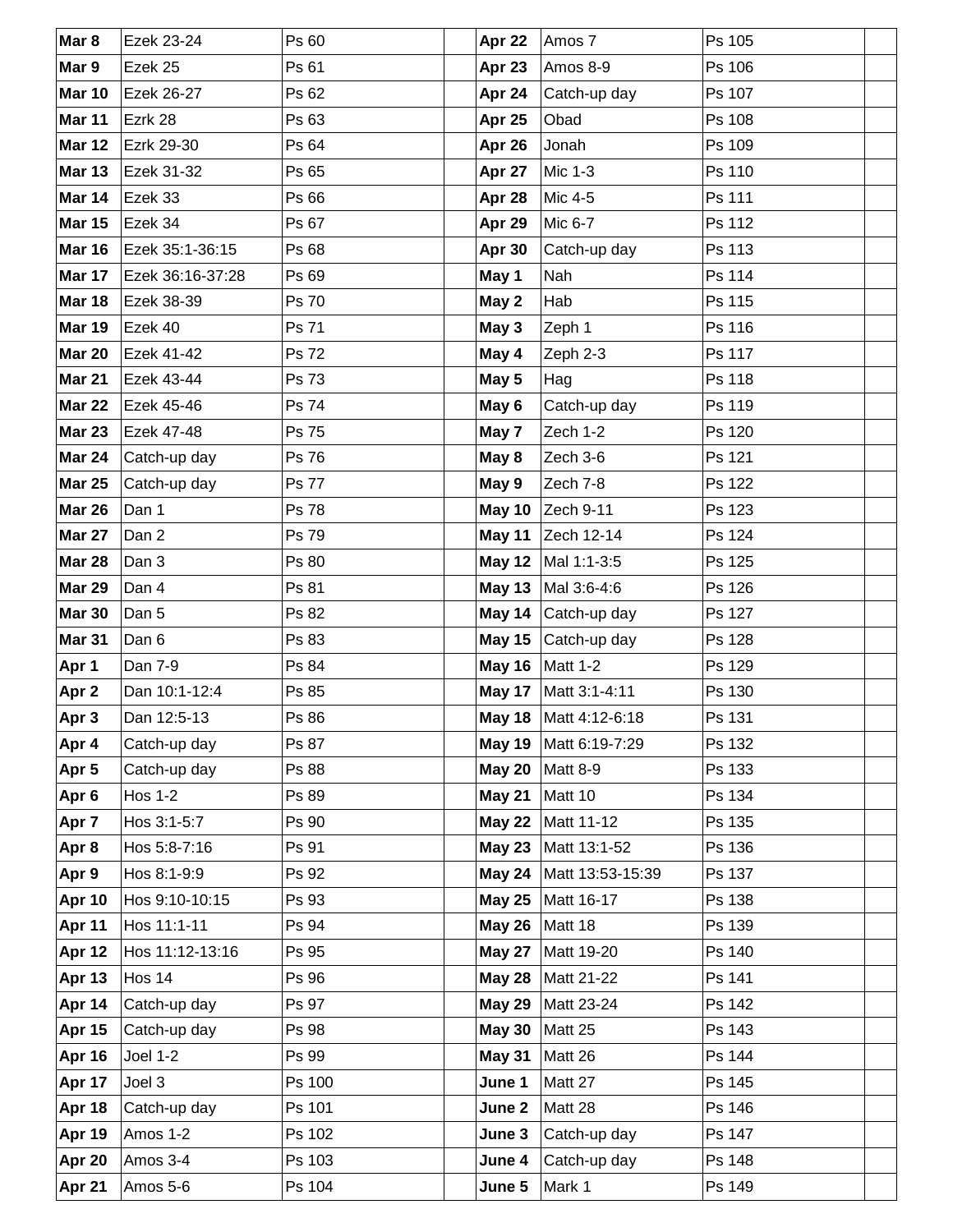| Mar 8 | Ezek 23-24 | Ps 60 | | Apr 22 | Amos 7 | Ps 105 | |
|---|---|---|---|---|---|---|---|
| Mar 9 | Ezek 25 | Ps 61 | | Apr 23 | Amos 8-9 | Ps 106 | |
| Mar 10 | Ezek 26-27 | Ps 62 | | Apr 24 | Catch-up day | Ps 107 | |
| Mar 11 | Ezrk 28 | Ps 63 | | Apr 25 | Obad | Ps 108 | |
| Mar 12 | Ezrk 29-30 | Ps 64 | | Apr 26 | Jonah | Ps 109 | |
| Mar 13 | Ezek 31-32 | Ps 65 | | Apr 27 | Mic 1-3 | Ps 110 | |
| Mar 14 | Ezek 33 | Ps 66 | | Apr 28 | Mic 4-5 | Ps 111 | |
| Mar 15 | Ezek 34 | Ps 67 | | Apr 29 | Mic 6-7 | Ps 112 | |
| Mar 16 | Ezek 35:1-36:15 | Ps 68 | | Apr 30 | Catch-up day | Ps 113 | |
| Mar 17 | Ezek 36:16-37:28 | Ps 69 | | May 1 | Nah | Ps 114 | |
| Mar 18 | Ezek 38-39 | Ps 70 | | May 2 | Hab | Ps 115 | |
| Mar 19 | Ezek 40 | Ps 71 | | May 3 | Zeph 1 | Ps 116 | |
| Mar 20 | Ezek 41-42 | Ps 72 | | May 4 | Zeph 2-3 | Ps 117 | |
| Mar 21 | Ezek 43-44 | Ps 73 | | May 5 | Hag | Ps 118 | |
| Mar 22 | Ezek 45-46 | Ps 74 | | May 6 | Catch-up day | Ps 119 | |
| Mar 23 | Ezek 47-48 | Ps 75 | | May 7 | Zech 1-2 | Ps 120 | |
| Mar 24 | Catch-up day | Ps 76 | | May 8 | Zech 3-6 | Ps 121 | |
| Mar 25 | Catch-up day | Ps 77 | | May 9 | Zech 7-8 | Ps 122 | |
| Mar 26 | Dan 1 | Ps 78 | | May 10 | Zech 9-11 | Ps 123 | |
| Mar 27 | Dan 2 | Ps 79 | | May 11 | Zech 12-14 | Ps 124 | |
| Mar 28 | Dan 3 | Ps 80 | | May 12 | Mal 1:1-3:5 | Ps 125 | |
| Mar 29 | Dan 4 | Ps 81 | | May 13 | Mal 3:6-4:6 | Ps 126 | |
| Mar 30 | Dan 5 | Ps 82 | | May 14 | Catch-up day | Ps 127 | |
| Mar 31 | Dan 6 | Ps 83 | | May 15 | Catch-up day | Ps 128 | |
| Apr 1 | Dan 7-9 | Ps 84 | | May 16 | Matt 1-2 | Ps 129 | |
| Apr 2 | Dan 10:1-12:4 | Ps 85 | | May 17 | Matt 3:1-4:11 | Ps 130 | |
| Apr 3 | Dan 12:5-13 | Ps 86 | | May 18 | Matt 4:12-6:18 | Ps 131 | |
| Apr 4 | Catch-up day | Ps 87 | | May 19 | Matt 6:19-7:29 | Ps 132 | |
| Apr 5 | Catch-up day | Ps 88 | | May 20 | Matt 8-9 | Ps 133 | |
| Apr 6 | Hos 1-2 | Ps 89 | | May 21 | Matt 10 | Ps 134 | |
| Apr 7 | Hos 3:1-5:7 | Ps 90 | | May 22 | Matt 11-12 | Ps 135 | |
| Apr 8 | Hos 5:8-7:16 | Ps 91 | | May 23 | Matt 13:1-52 | Ps 136 | |
| Apr 9 | Hos 8:1-9:9 | Ps 92 | | May 24 | Matt 13:53-15:39 | Ps 137 | |
| Apr 10 | Hos 9:10-10:15 | Ps 93 | | May 25 | Matt 16-17 | Ps 138 | |
| Apr 11 | Hos 11:1-11 | Ps 94 | | May 26 | Matt 18 | Ps 139 | |
| Apr 12 | Hos 11:12-13:16 | Ps 95 | | May 27 | Matt 19-20 | Ps 140 | |
| Apr 13 | Hos 14 | Ps 96 | | May 28 | Matt 21-22 | Ps 141 | |
| Apr 14 | Catch-up day | Ps 97 | | May 29 | Matt 23-24 | Ps 142 | |
| Apr 15 | Catch-up day | Ps 98 | | May 30 | Matt 25 | Ps 143 | |
| Apr 16 | Joel 1-2 | Ps 99 | | May 31 | Matt 26 | Ps 144 | |
| Apr 17 | Joel 3 | Ps 100 | | June 1 | Matt 27 | Ps 145 | |
| Apr 18 | Catch-up day | Ps 101 | | June 2 | Matt 28 | Ps 146 | |
| Apr 19 | Amos 1-2 | Ps 102 | | June 3 | Catch-up day | Ps 147 | |
| Apr 20 | Amos 3-4 | Ps 103 | | June 4 | Catch-up day | Ps 148 | |
| Apr 21 | Amos 5-6 | Ps 104 | | June 5 | Mark 1 | Ps 149 | |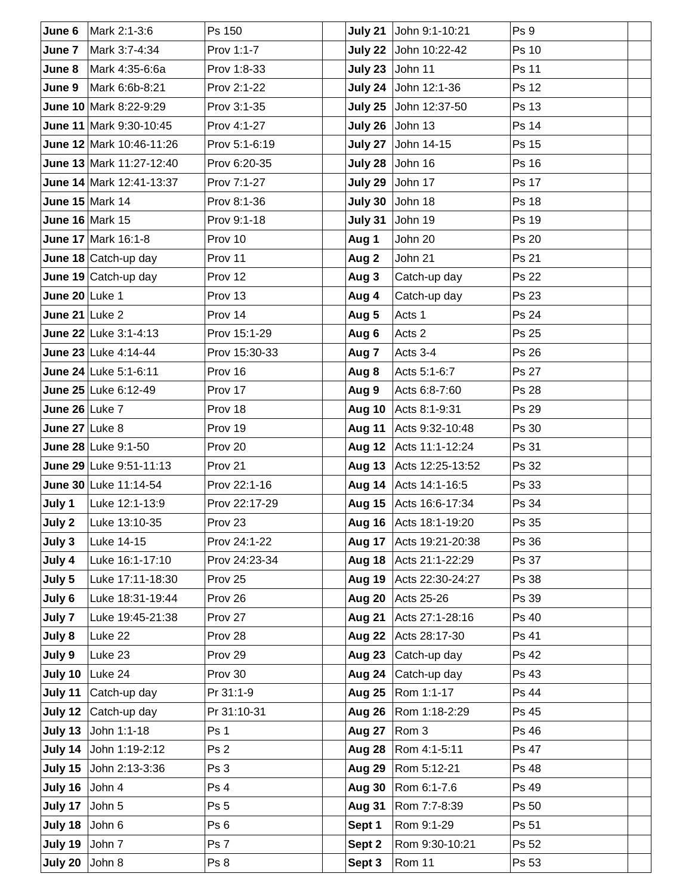| June 6 | Mark 2:1-3:6 | Ps 150 | | July 21 | John 9:1-10:21 | Ps 9 | |
|---|---|---|---|---|---|---|---|
| June 7 | Mark 3:7-4:34 | Prov 1:1-7 | | July 22 | John 10:22-42 | Ps 10 | |
| June 8 | Mark 4:35-6:6a | Prov 1:8-33 | | July 23 | John 11 | Ps 11 | |
| June 9 | Mark 6:6b-8:21 | Prov 2:1-22 | | July 24 | John 12:1-36 | Ps 12 | |
| June 10 | Mark 8:22-9:29 | Prov 3:1-35 | | July 25 | John 12:37-50 | Ps 13 | |
| June 11 | Mark 9:30-10:45 | Prov 4:1-27 | | July 26 | John 13 | Ps 14 | |
| June 12 | Mark 10:46-11:26 | Prov 5:1-6:19 | | July 27 | John 14-15 | Ps 15 | |
| June 13 | Mark 11:27-12:40 | Prov 6:20-35 | | July 28 | John 16 | Ps 16 | |
| June 14 | Mark 12:41-13:37 | Prov 7:1-27 | | July 29 | John 17 | Ps 17 | |
| June 15 | Mark 14 | Prov 8:1-36 | | July 30 | John 18 | Ps 18 | |
| June 16 | Mark 15 | Prov 9:1-18 | | July 31 | John 19 | Ps 19 | |
| June 17 | Mark 16:1-8 | Prov 10 | | Aug 1 | John 20 | Ps 20 | |
| June 18 | Catch-up day | Prov 11 | | Aug 2 | John 21 | Ps 21 | |
| June 19 | Catch-up day | Prov 12 | | Aug 3 | Catch-up day | Ps 22 | |
| June 20 | Luke 1 | Prov 13 | | Aug 4 | Catch-up day | Ps 23 | |
| June 21 | Luke 2 | Prov 14 | | Aug 5 | Acts 1 | Ps 24 | |
| June 22 | Luke 3:1-4:13 | Prov 15:1-29 | | Aug 6 | Acts 2 | Ps 25 | |
| June 23 | Luke 4:14-44 | Prov 15:30-33 | | Aug 7 | Acts 3-4 | Ps 26 | |
| June 24 | Luke 5:1-6:11 | Prov 16 | | Aug 8 | Acts 5:1-6:7 | Ps 27 | |
| June 25 | Luke 6:12-49 | Prov 17 | | Aug 9 | Acts 6:8-7:60 | Ps 28 | |
| June 26 | Luke 7 | Prov 18 | | Aug 10 | Acts 8:1-9:31 | Ps 29 | |
| June 27 | Luke 8 | Prov 19 | | Aug 11 | Acts 9:32-10:48 | Ps 30 | |
| June 28 | Luke 9:1-50 | Prov 20 | | Aug 12 | Acts 11:1-12:24 | Ps 31 | |
| June 29 | Luke 9:51-11:13 | Prov 21 | | Aug 13 | Acts 12:25-13:52 | Ps 32 | |
| June 30 | Luke 11:14-54 | Prov 22:1-16 | | Aug 14 | Acts 14:1-16:5 | Ps 33 | |
| July 1 | Luke 12:1-13:9 | Prov 22:17-29 | | Aug 15 | Acts 16:6-17:34 | Ps 34 | |
| July 2 | Luke 13:10-35 | Prov 23 | | Aug 16 | Acts 18:1-19:20 | Ps 35 | |
| July 3 | Luke 14-15 | Prov 24:1-22 | | Aug 17 | Acts 19:21-20:38 | Ps 36 | |
| July 4 | Luke 16:1-17:10 | Prov 24:23-34 | | Aug 18 | Acts 21:1-22:29 | Ps 37 | |
| July 5 | Luke 17:11-18:30 | Prov 25 | | Aug 19 | Acts 22:30-24:27 | Ps 38 | |
| July 6 | Luke 18:31-19:44 | Prov 26 | | Aug 20 | Acts 25-26 | Ps 39 | |
| July 7 | Luke 19:45-21:38 | Prov 27 | | Aug 21 | Acts 27:1-28:16 | Ps 40 | |
| July 8 | Luke 22 | Prov 28 | | Aug 22 | Acts 28:17-30 | Ps 41 | |
| July 9 | Luke 23 | Prov 29 | | Aug 23 | Catch-up day | Ps 42 | |
| July 10 | Luke 24 | Prov 30 | | Aug 24 | Catch-up day | Ps 43 | |
| July 11 | Catch-up day | Pr 31:1-9 | | Aug 25 | Rom 1:1-17 | Ps 44 | |
| July 12 | Catch-up day | Pr 31:10-31 | | Aug 26 | Rom 1:18-2:29 | Ps 45 | |
| July 13 | John 1:1-18 | Ps 1 | | Aug 27 | Rom 3 | Ps 46 | |
| July 14 | John 1:19-2:12 | Ps 2 | | Aug 28 | Rom 4:1-5:11 | Ps 47 | |
| July 15 | John 2:13-3:36 | Ps 3 | | Aug 29 | Rom 5:12-21 | Ps 48 | |
| July 16 | John 4 | Ps 4 | | Aug 30 | Rom 6:1-7.6 | Ps 49 | |
| July 17 | John 5 | Ps 5 | | Aug 31 | Rom 7:7-8:39 | Ps 50 | |
| July 18 | John 6 | Ps 6 | | Sept 1 | Rom 9:1-29 | Ps 51 | |
| July 19 | John 7 | Ps 7 | | Sept 2 | Rom 9:30-10:21 | Ps 52 | |
| July 20 | John 8 | Ps 8 | | Sept 3 | Rom 11 | Ps 53 | |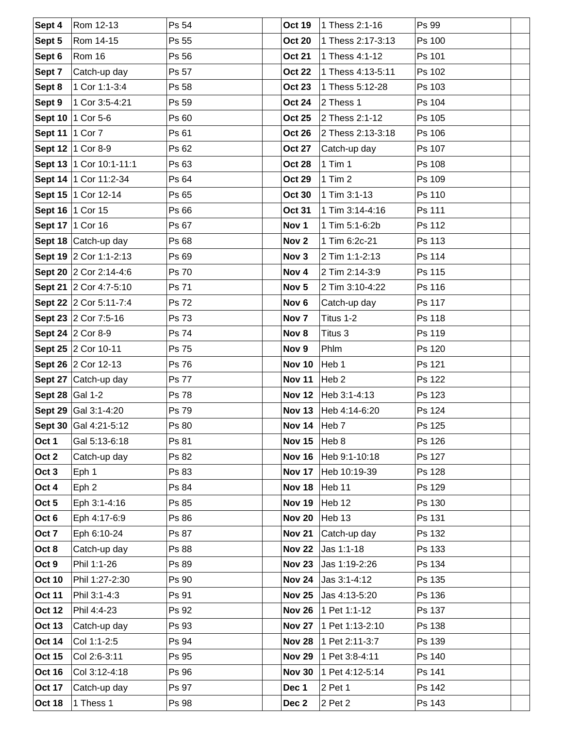| | | | | | | | |
|---|---|---|---|---|---|---|---|
| **Sept 4** | Rom 12-13 | Ps 54 | | **Oct 19** | 1 Thess 2:1-16 | Ps 99 | |
| **Sept 5** | Rom 14-15 | Ps 55 | | **Oct 20** | 1 Thess 2:17-3:13 | Ps 100 | |
| **Sept 6** | Rom 16 | Ps 56 | | **Oct 21** | 1 Thess 4:1-12 | Ps 101 | |
| **Sept 7** | Catch-up day | Ps 57 | | **Oct 22** | 1 Thess 4:13-5:11 | Ps 102 | |
| **Sept 8** | 1 Cor 1:1-3:4 | Ps 58 | | **Oct 23** | 1 Thess 5:12-28 | Ps 103 | |
| **Sept 9** | 1 Cor 3:5-4:21 | Ps 59 | | **Oct 24** | 2 Thess 1 | Ps 104 | |
| **Sept 10** | 1 Cor 5-6 | Ps 60 | | **Oct 25** | 2 Thess 2:1-12 | Ps 105 | |
| **Sept 11** | 1 Cor 7 | Ps 61 | | **Oct 26** | 2 Thess 2:13-3:18 | Ps 106 | |
| **Sept 12** | 1 Cor 8-9 | Ps 62 | | **Oct 27** | Catch-up day | Ps 107 | |
| **Sept 13** | 1 Cor 10:1-11:1 | Ps 63 | | **Oct 28** | 1 Tim 1 | Ps 108 | |
| **Sept 14** | 1 Cor 11:2-34 | Ps 64 | | **Oct 29** | 1 Tim 2 | Ps 109 | |
| **Sept 15** | 1 Cor 12-14 | Ps 65 | | **Oct 30** | 1 Tim 3:1-13 | Ps 110 | |
| **Sept 16** | 1 Cor 15 | Ps 66 | | **Oct 31** | 1 Tim 3:14-4:16 | Ps 111 | |
| **Sept 17** | 1 Cor 16 | Ps 67 | | **Nov 1** | 1 Tim 5:1-6:2b | Ps 112 | |
| **Sept 18** | Catch-up day | Ps 68 | | **Nov 2** | 1 Tim 6:2c-21 | Ps 113 | |
| **Sept 19** | 2 Cor 1:1-2:13 | Ps 69 | | **Nov 3** | 2 Tim 1:1-2:13 | Ps 114 | |
| **Sept 20** | 2 Cor 2:14-4:6 | Ps 70 | | **Nov 4** | 2 Tim 2:14-3:9 | Ps 115 | |
| **Sept 21** | 2 Cor 4:7-5:10 | Ps 71 | | **Nov 5** | 2 Tim 3:10-4:22 | Ps 116 | |
| **Sept 22** | 2 Cor 5:11-7:4 | Ps 72 | | **Nov 6** | Catch-up day | Ps 117 | |
| **Sept 23** | 2 Cor 7:5-16 | Ps 73 | | **Nov 7** | Titus 1-2 | Ps 118 | |
| **Sept 24** | 2 Cor 8-9 | Ps 74 | | **Nov 8** | Titus 3 | Ps 119 | |
| **Sept 25** | 2 Cor 10-11 | Ps 75 | | **Nov 9** | Phlm | Ps 120 | |
| **Sept 26** | 2 Cor 12-13 | Ps 76 | | **Nov 10** | Heb 1 | Ps 121 | |
| **Sept 27** | Catch-up day | Ps 77 | | **Nov 11** | Heb 2 | Ps 122 | |
| **Sept 28** | Gal 1-2 | Ps 78 | | **Nov 12** | Heb 3:1-4:13 | Ps 123 | |
| **Sept 29** | Gal 3:1-4:20 | Ps 79 | | **Nov 13** | Heb 4:14-6:20 | Ps 124 | |
| **Sept 30** | Gal 4:21-5:12 | Ps 80 | | **Nov 14** | Heb 7 | Ps 125 | |
| **Oct 1** | Gal 5:13-6:18 | Ps 81 | | **Nov 15** | Heb 8 | Ps 126 | |
| **Oct 2** | Catch-up day | Ps 82 | | **Nov 16** | Heb 9:1-10:18 | Ps 127 | |
| **Oct 3** | Eph 1 | Ps 83 | | **Nov 17** | Heb 10:19-39 | Ps 128 | |
| **Oct 4** | Eph 2 | Ps 84 | | **Nov 18** | Heb 11 | Ps 129 | |
| **Oct 5** | Eph 3:1-4:16 | Ps 85 | | **Nov 19** | Heb 12 | Ps 130 | |
| **Oct 6** | Eph 4:17-6:9 | Ps 86 | | **Nov 20** | Heb 13 | Ps 131 | |
| **Oct 7** | Eph 6:10-24 | Ps 87 | | **Nov 21** | Catch-up day | Ps 132 | |
| **Oct 8** | Catch-up day | Ps 88 | | **Nov 22** | Jas 1:1-18 | Ps 133 | |
| **Oct 9** | Phil 1:1-26 | Ps 89 | | **Nov 23** | Jas 1:19-2:26 | Ps 134 | |
| **Oct 10** | Phil 1:27-2:30 | Ps 90 | | **Nov 24** | Jas 3:1-4:12 | Ps 135 | |
| **Oct 11** | Phil 3:1-4:3 | Ps 91 | | **Nov 25** | Jas 4:13-5:20 | Ps 136 | |
| **Oct 12** | Phil 4:4-23 | Ps 92 | | **Nov 26** | 1 Pet 1:1-12 | Ps 137 | |
| **Oct 13** | Catch-up day | Ps 93 | | **Nov 27** | 1 Pet 1:13-2:10 | Ps 138 | |
| **Oct 14** | Col 1:1-2:5 | Ps 94 | | **Nov 28** | 1 Pet 2:11-3:7 | Ps 139 | |
| **Oct 15** | Col 2:6-3:11 | Ps 95 | | **Nov 29** | 1 Pet 3:8-4:11 | Ps 140 | |
| **Oct 16** | Col 3:12-4:18 | Ps 96 | | **Nov 30** | 1 Pet 4:12-5:14 | Ps 141 | |
| **Oct 17** | Catch-up day | Ps 97 | | **Dec 1** | 2 Pet 1 | Ps 142 | |
| **Oct 18** | 1 Thess 1 | Ps 98 | | **Dec 2** | 2 Pet 2 | Ps 143 | |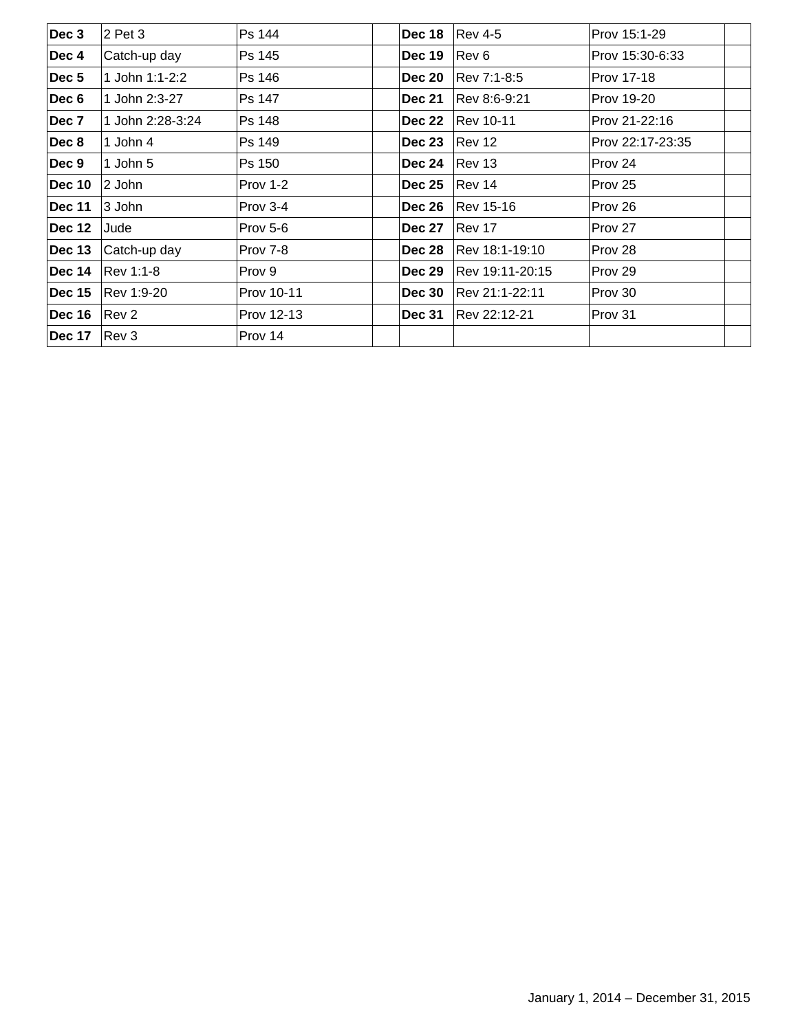| | | | | | | | |
|---|---|---|---|---|---|---|---|
| **Dec 3** | 2 Pet 3 | Ps 144 | | **Dec 18** | Rev 4-5 | Prov 15:1-29 | |
| **Dec 4** | Catch-up day | Ps 145 | | **Dec 19** | Rev 6 | Prov 15:30-6:33 | |
| **Dec 5** | 1 John 1:1-2:2 | Ps 146 | | **Dec 20** | Rev 7:1-8:5 | Prov 17-18 | |
| **Dec 6** | 1 John 2:3-27 | Ps 147 | | **Dec 21** | Rev 8:6-9:21 | Prov 19-20 | |
| **Dec 7** | 1 John 2:28-3:24 | Ps 148 | | **Dec 22** | Rev 10-11 | Prov 21-22:16 | |
| **Dec 8** | 1 John 4 | Ps 149 | | **Dec 23** | Rev 12 | Prov 22:17-23:35 | |
| **Dec 9** | 1 John 5 | Ps 150 | | **Dec 24** | Rev 13 | Prov 24 | |
| **Dec 10** | 2 John | Prov 1-2 | | **Dec 25** | Rev 14 | Prov 25 | |
| **Dec 11** | 3 John | Prov 3-4 | | **Dec 26** | Rev 15-16 | Prov 26 | |
| **Dec 12** | Jude | Prov 5-6 | | **Dec 27** | Rev 17 | Prov 27 | |
| **Dec 13** | Catch-up day | Prov 7-8 | | **Dec 28** | Rev 18:1-19:10 | Prov 28 | |
| **Dec 14** | Rev 1:1-8 | Prov 9 | | **Dec 29** | Rev 19:11-20:15 | Prov 29 | |
| **Dec 15** | Rev 1:9-20 | Prov 10-11 | | **Dec 30** | Rev 21:1-22:11 | Prov 30 | |
| **Dec 16** | Rev 2 | Prov 12-13 | | **Dec 31** | Rev 22:12-21 | Prov 31 | |
| **Dec 17** | Rev 3 | Prov 14 | | | | | |